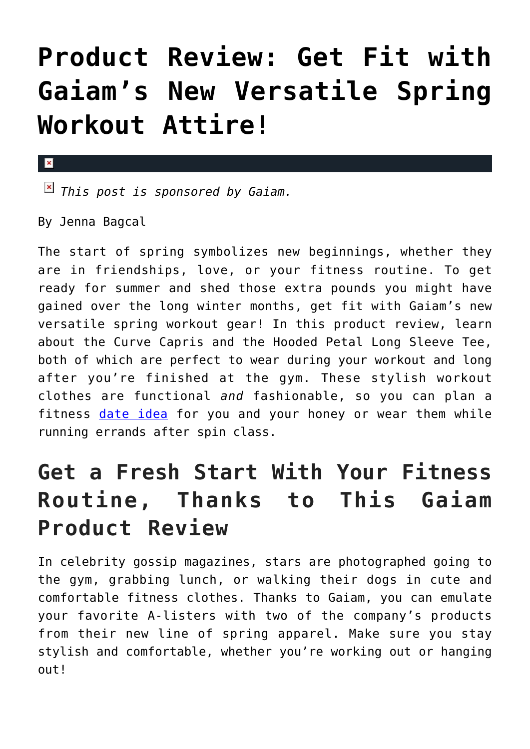# Product Review: Get Fit with Gaiam's New Versatile Spring Workout Attire!

*This post is sponsored by Gaiam.*

By Jenna Bagcal

The start of spring symbolizes new beginnings, whether they are in friendships, love, or your fitness routine. To get ready for summer and shed those extra pounds you might have gained over the long winter months, get fit with Gaiam's new versatile spring workout gear! In this product review, learn about the Curve Capris and the Hooded Petal Long Sleeve Tee, both of which are perfect to wear during your workout and long after you're finished at the gym. These stylish workout clothes are functional *and* fashionable, so you can plan a fitness date idea for you and your honey or wear them while running errands after spin class.

## Get a Fresh Start With Your Fitness Routine, Thanks to This Gaiam Product Review

In celebrity gossip magazines, stars are photographed going to the gym, grabbing lunch, or walking their dogs in cute and comfortable fitness clothes. Thanks to Gaiam, you can emulate your favorite A-listers with two of the company's products from their new line of spring apparel. Make sure you stay stylish and comfortable, whether you're working out or hanging out!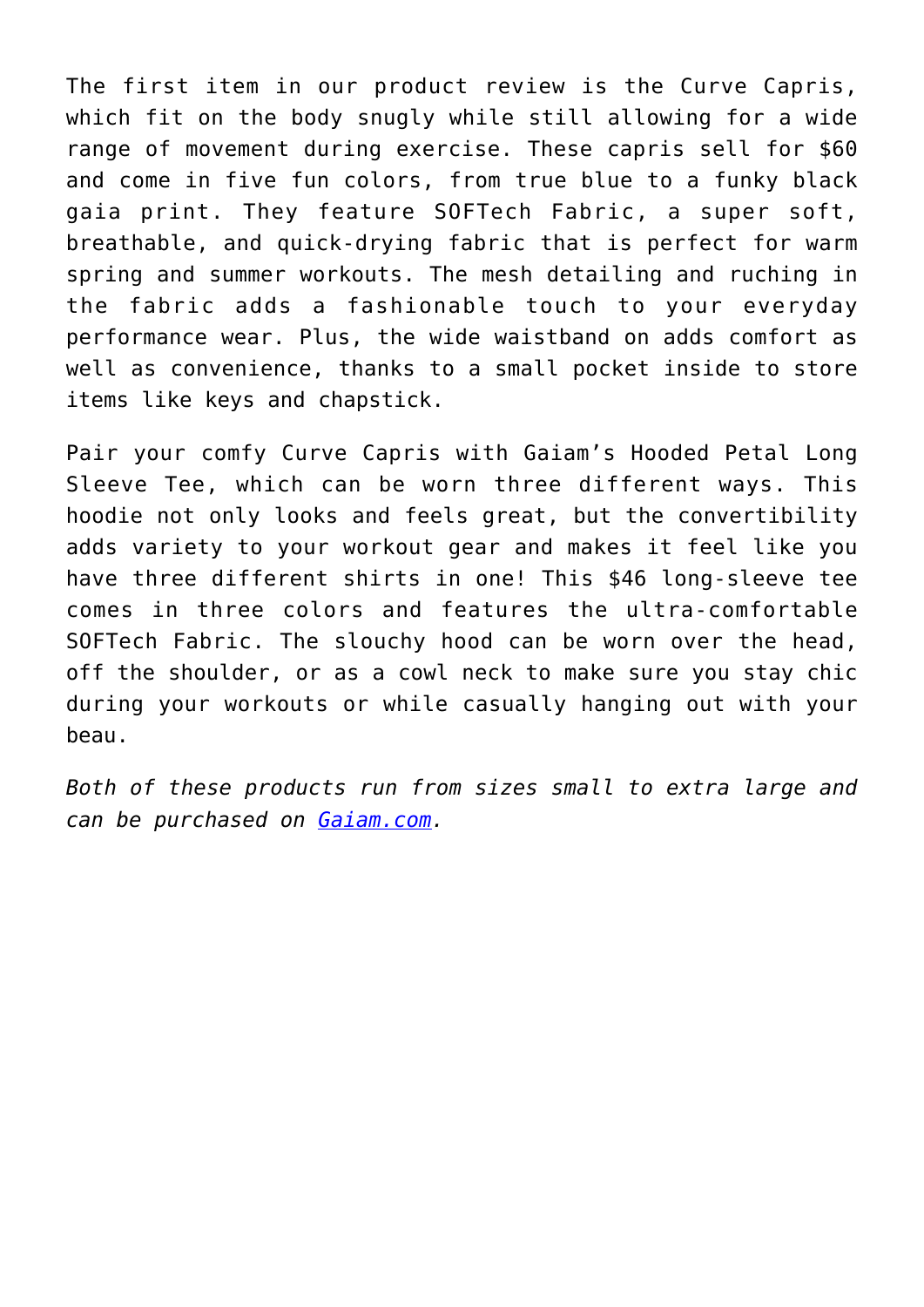The first item in our product review is the Curve Capris, which fit on the body snugly while still allowing for a wide range of movement during exercise. These capris sell for $60 and come in five fun colors, from true blue to a funky black gaia print. They feature SOFTech Fabric, a super soft, breathable, and quick-drying fabric that is perfect for warm spring and summer workouts. The mesh detailing and ruching in the fabric adds a fashionable touch to your everyday performance wear. Plus, the wide waistband on adds comfort as well as convenience, thanks to a small pocket inside to store items like keys and chapstick.

Pair your comfy Curve Capris with Gaiam's Hooded Petal Long Sleeve Tee, which can be worn three different ways. This hoodie not only looks and feels great, but the convertibility adds variety to your workout gear and makes it feel like you have three different shirts in one! This $46 long-sleeve tee comes in three colors and features the ultra-comfortable SOFTech Fabric. The slouchy hood can be worn over the head, off the shoulder, or as a cowl neck to make sure you stay chic during your workouts or while casually hanging out with your beau.

*Both of these products run from sizes small to extra large and can be purchased on [Gaiam.com](Gaiam.com).*